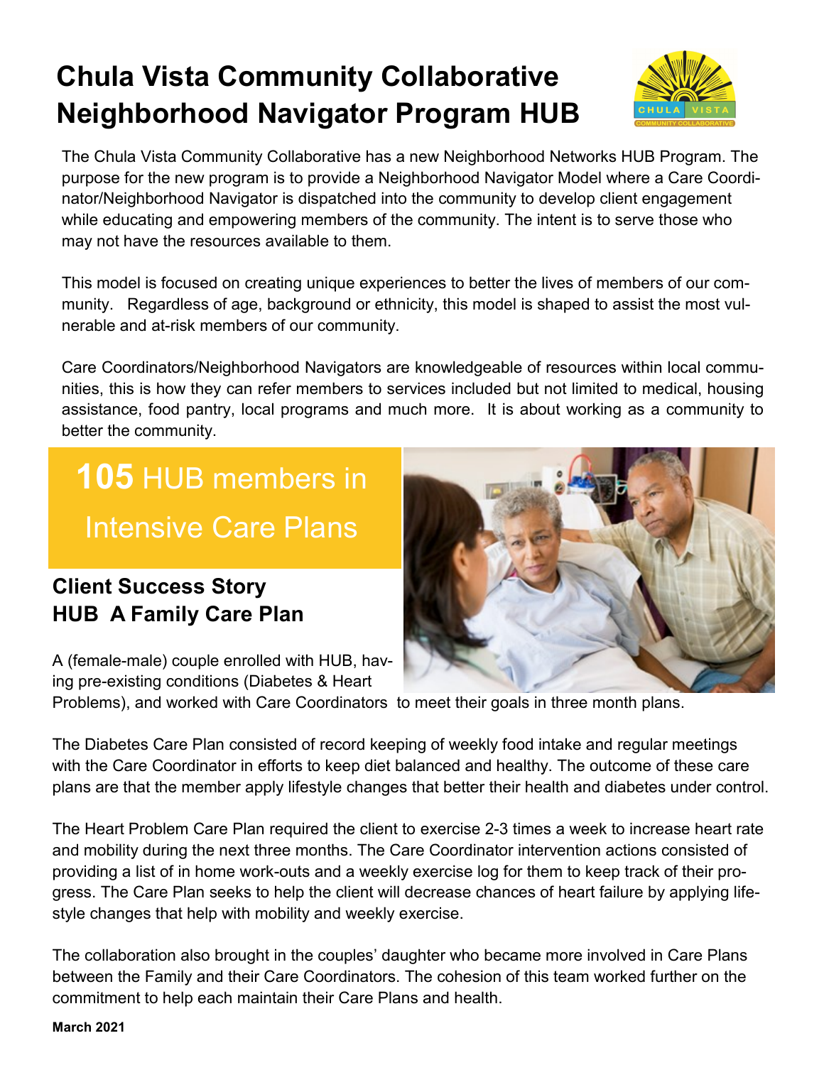# Chula Vista Community Collaborative Neighborhood Navigator Program HUB

The Chula Vista Community Collaborative has a new Neighborhood Networks HUB Program. The purpose for the new program is to provide a Neighborhood Navigator Model where a Care Coordinator/Neighborhood Navigator is dispatched into the community to develop client engagement while educating and empowering members of the community. The intent is to serve those who may not have the resources available to them.

This model is focused on creating unique experiences to better the lives of members of our community. Regardless of age, background or ethnicity, this model is shaped to assist the most vulnerable and at-risk members of our community.

Care Coordinators/Neighborhood Navigators are knowledgeable of resources within local communities, this is how they can refer members to services included but not limited to medical, housing assistance, food pantry, local programs and much more. It is about working as a community to better the community.

**105** HUB members in Intensive Care Plans

## Client Success Story
## HUB A Family Care Plan

A (female-male) couple enrolled with HUB, having pre-existing conditions (Diabetes & Heart Problems), and worked with Care Coordinators to meet their goals in three month plans.

The Diabetes Care Plan consisted of record keeping of weekly food intake and regular meetings with the Care Coordinator in efforts to keep diet balanced and healthy. The outcome of these care plans are that the member apply lifestyle changes that better their health and diabetes under control.

The Heart Problem Care Plan required the client to exercise 2-3 times a week to increase heart rate and mobility during the next three months. The Care Coordinator intervention actions consisted of providing a list of in home work-outs and a weekly exercise log for them to keep track of their progress. The Care Plan seeks to help the client will decrease chances of heart failure by applying lifestyle changes that help with mobility and weekly exercise.

The collaboration also brought in the couples' daughter who became more involved in Care Plans between the Family and their Care Coordinators. The cohesion of this team worked further on the commitment to help each maintain their Care Plans and health.

**March 2021**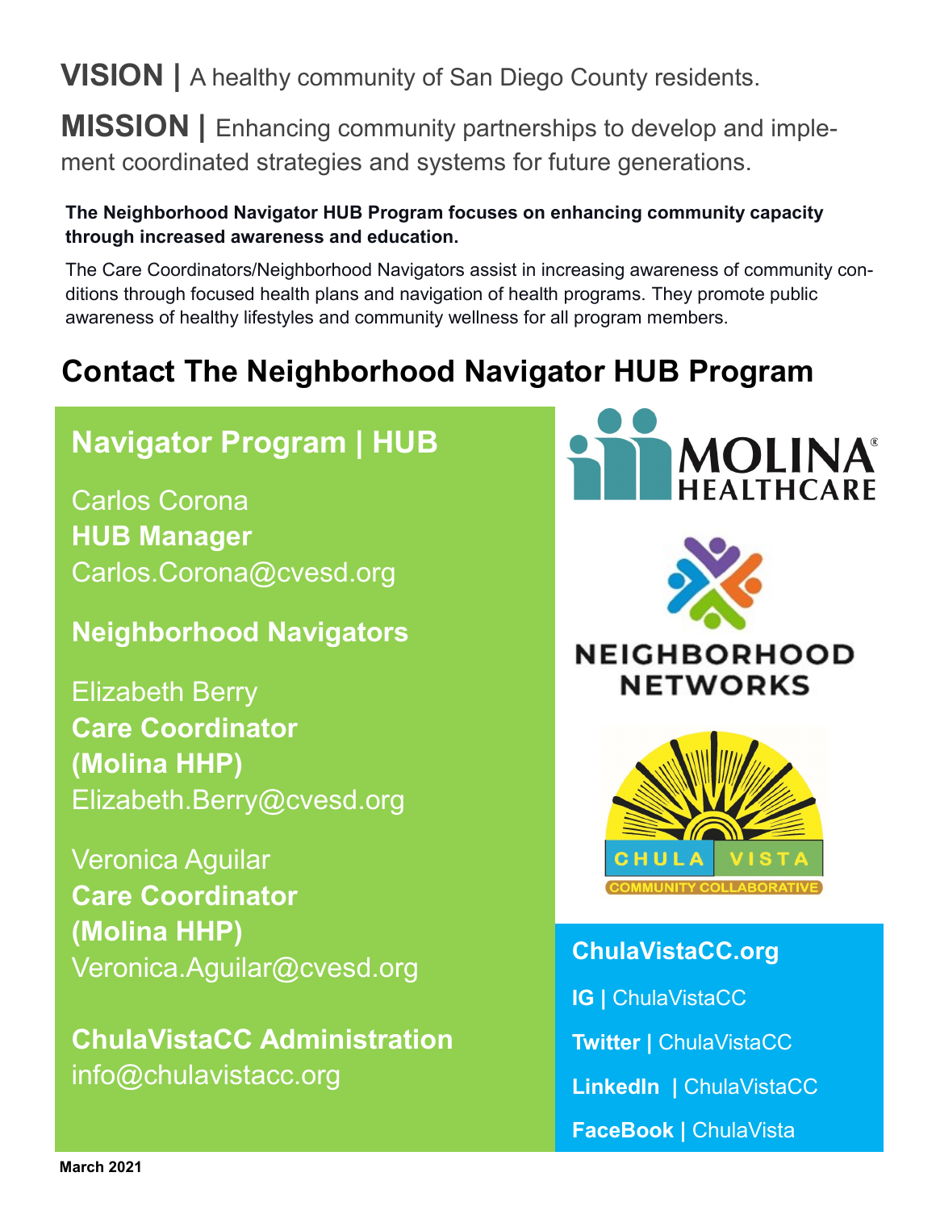**VISION |** A healthy community of San Diego County residents.

**MISSION |** Enhancing community partnerships to develop and implement coordinated strategies and systems for future generations.

**The Neighborhood Navigator HUB Program focuses on enhancing community capacity through increased awareness and education.**

The Care Coordinators/Neighborhood Navigators assist in increasing awareness of community conditions through focused health plans and navigation of health programs. They promote public awareness of healthy lifestyles and community wellness for all program members.

## Contact The Neighborhood Navigator HUB Program

### Navigator Program | HUB

Carlos Corona
**HUB Manager**
Carlos.Corona@cvesd.org

### Neighborhood Navigators

Elizabeth Berry
**Care Coordinator**
**(Molina HHP)**
Elizabeth.Berry@cvesd.org

Veronica Aguilar
**Care Coordinator**
**(Molina HHP)**
Veronica.Aguilar@cvesd.org

### ChulaVistaCC Administration

info@chulavistacc.org

MOLINA HEALTHCARE

NEIGHBORHOOD NETWORKS

CHULA VISTA COMMUNITY COLLABORATIVE

**ChulaVistaCC.org**

**IG |** ChulaVistaCC

**Twitter |** ChulaVistaCC

**LinkedIn |** ChulaVistaCC

**FaceBook |** ChulaVista

**March 2021**